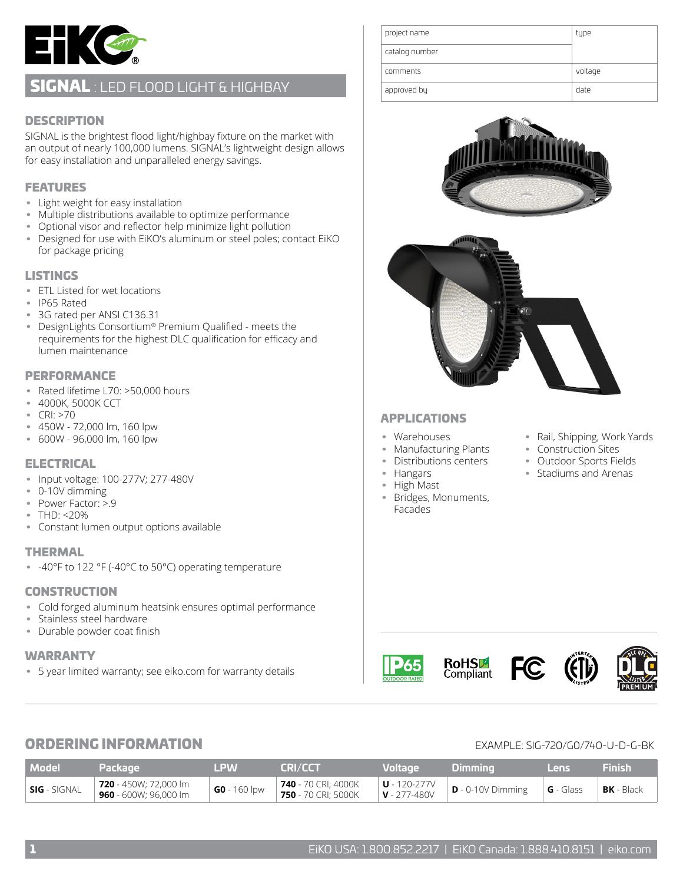# SIGNAL : LED FLOOD LIGHT & HIGHBAY

| project name | type |
|---|---|
| catalog number | |
| comments | voltage |
| approved by | date |

## DESCRIPTION

SIGNAL is the brightest flood light/highbay fixture on the market with an output of nearly 100,000 lumens. SIGNAL's lightweight design allows for easy installation and unparalleled energy savings.

## FEATURES

- Light weight for easy installation
- Multiple distributions available to optimize performance
- Optional visor and reflector help minimize light pollution
- Designed for use with EiKO's aluminum or steel poles; contact EiKO for package pricing

## LISTINGS

- ETL Listed for wet locations
- IP65 Rated
- 3G rated per ANSI C136.31
- DesignLights Consortium® Premium Qualified - meets the requirements for the highest DLC qualification for efficacy and lumen maintenance

## PERFORMANCE

- Rated lifetime L70: >50,000 hours
- 4000K, 5000K CCT
- CRI: >70
- 450W - 72,000 lm, 160 lpw
- 600W - 96,000 lm, 160 lpw

## ELECTRICAL

- Input voltage: 100-277V; 277-480V
- 0-10V dimming
- Power Factor: >.9
- THD: <20%
- Constant lumen output options available

## THERMAL

- -40°F to 122 °F (-40°C to 50°C) operating temperature

## CONSTRUCTION

- Cold forged aluminum heatsink ensures optimal performance
- Stainless steel hardware
- Durable powder coat finish

## WARRANTY

- 5 year limited warranty; see eiko.com for warranty details

## APPLICATIONS

- Warehouses
- Manufacturing Plants
- Distributions centers
- Hangars
- High Mast
- Bridges, Monuments, Facades
- Rail, Shipping, Work Yards
- Construction Sites
- Outdoor Sports Fields
- Stadiums and Arenas

## ORDERING INFORMATION

EXAMPLE: SIG-720/G0/740-U-D-G-BK

| Model | Package | LPW | CRI/CCT | Voltage | Dimming | Lens | Finish |
|---|---|---|---|---|---|---|---|
| **SIG** - SIGNAL | **720** - 450W; 72,000 lm<br>**960** - 600W; 96,000 lm | **G0** - 160 lpw | **740** - 70 CRI; 4000K<br>**750** - 70 CRI; 5000K | **U** - 120-277V<br>**V** - 277-480V | **D** - 0-10V Dimming | **G** - Glass | **BK** - Black |

EiKO USA: 1.800.852.2217 | EiKO Canada: 1.888.410.8151 | eiko.com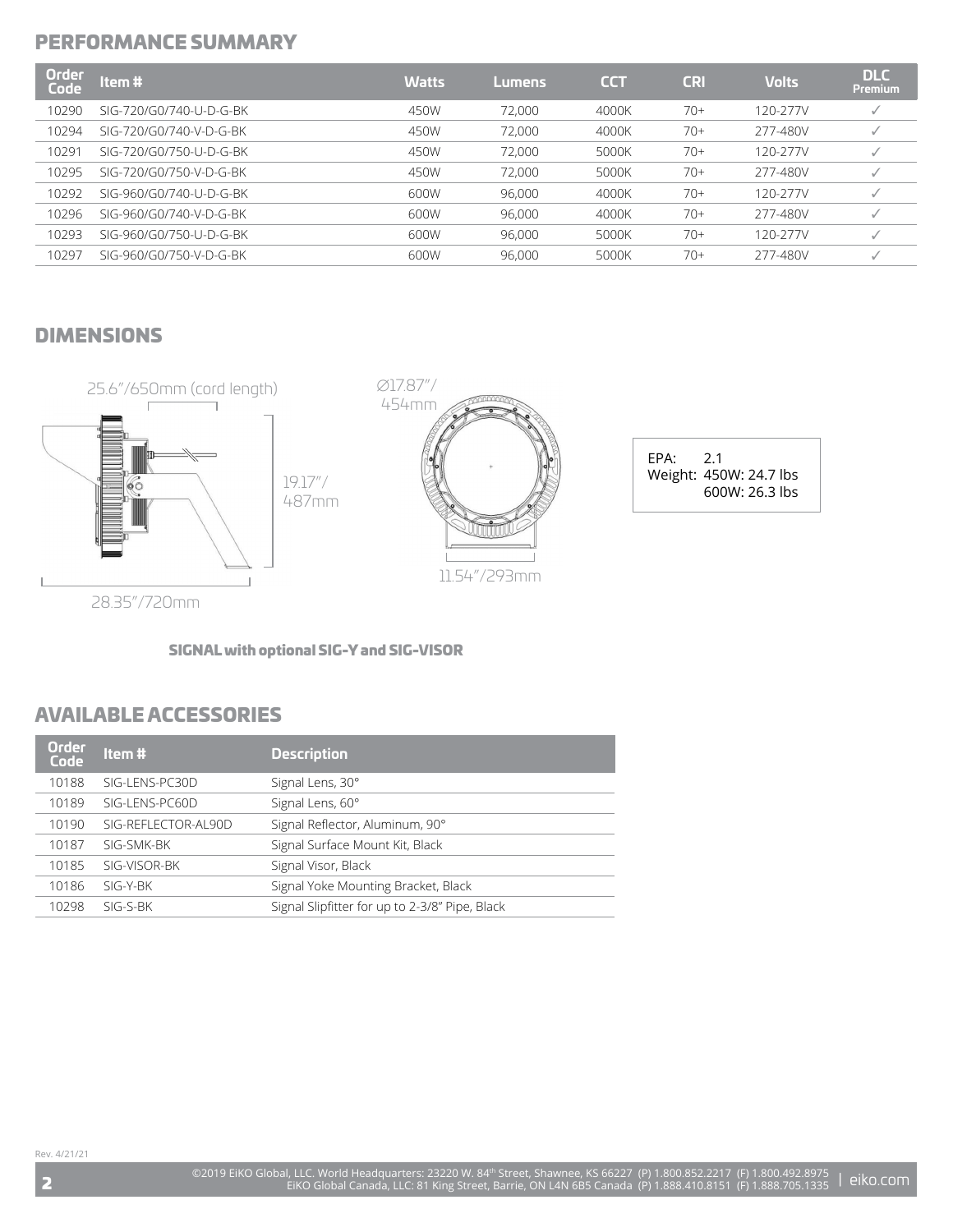## PERFORMANCE SUMMARY

| Order Code | Item # | Watts | Lumens | CCT | CRI | Volts | DLC Premium |
|---|---|---|---|---|---|---|---|
| 10290 | SIG-720/G0/740-U-D-G-BK | 450W | 72,000 | 4000K | 70+ | 120-277V | ✓ |
| 10294 | SIG-720/G0/740-V-D-G-BK | 450W | 72,000 | 4000K | 70+ | 277-480V | ✓ |
| 10291 | SIG-720/G0/750-U-D-G-BK | 450W | 72,000 | 5000K | 70+ | 120-277V | ✓ |
| 10295 | SIG-720/G0/750-V-D-G-BK | 450W | 72,000 | 5000K | 70+ | 277-480V | ✓ |
| 10292 | SIG-960/G0/740-U-D-G-BK | 600W | 96,000 | 4000K | 70+ | 120-277V | ✓ |
| 10296 | SIG-960/G0/740-V-D-G-BK | 600W | 96,000 | 4000K | 70+ | 277-480V | ✓ |
| 10293 | SIG-960/G0/750-U-D-G-BK | 600W | 96,000 | 5000K | 70+ | 120-277V | ✓ |
| 10297 | SIG-960/G0/750-V-D-G-BK | 600W | 96,000 | 5000K | 70+ | 277-480V | ✓ |

## DIMENSIONS

25.6"/650mm (cord length)

19.17"/487mm

28.35"/720mm

Ø17.87"/454mm

11.54"/293mm

EPA: 2.1
Weight: 450W: 24.7 lbs
600W: 26.3 lbs

**SIGNAL with optional SIG-Y and SIG-VISOR**

## AVAILABLE ACCESSORIES

| Order Code | Item # | Description |
|---|---|---|
| 10188 | SIG-LENS-PC30D | Signal Lens, 30° |
| 10189 | SIG-LENS-PC60D | Signal Lens, 60° |
| 10190 | SIG-REFLECTOR-AL90D | Signal Reflector, Aluminum, 90° |
| 10187 | SIG-SMK-BK | Signal Surface Mount Kit, Black |
| 10185 | SIG-VISOR-BK | Signal Visor, Black |
| 10186 | SIG-Y-BK | Signal Yoke Mounting Bracket, Black |
| 10298 | SIG-S-BK | Signal Slipfitter for up to 2-3/8" Pipe, Black |

Rev. 4/21/21

©2019 EiKO Global, LLC. World Headquarters: 23220 W. 84th Street, Shawnee, KS 66227 (P) 1.800.852.2217 (F) 1.800.492.8975
EiKO Global Canada, LLC: 81 King Street, Barrie, ON L4N 6B5 Canada (P) 1.888.410.8151 (F) 1.888.705.1335 | eiko.com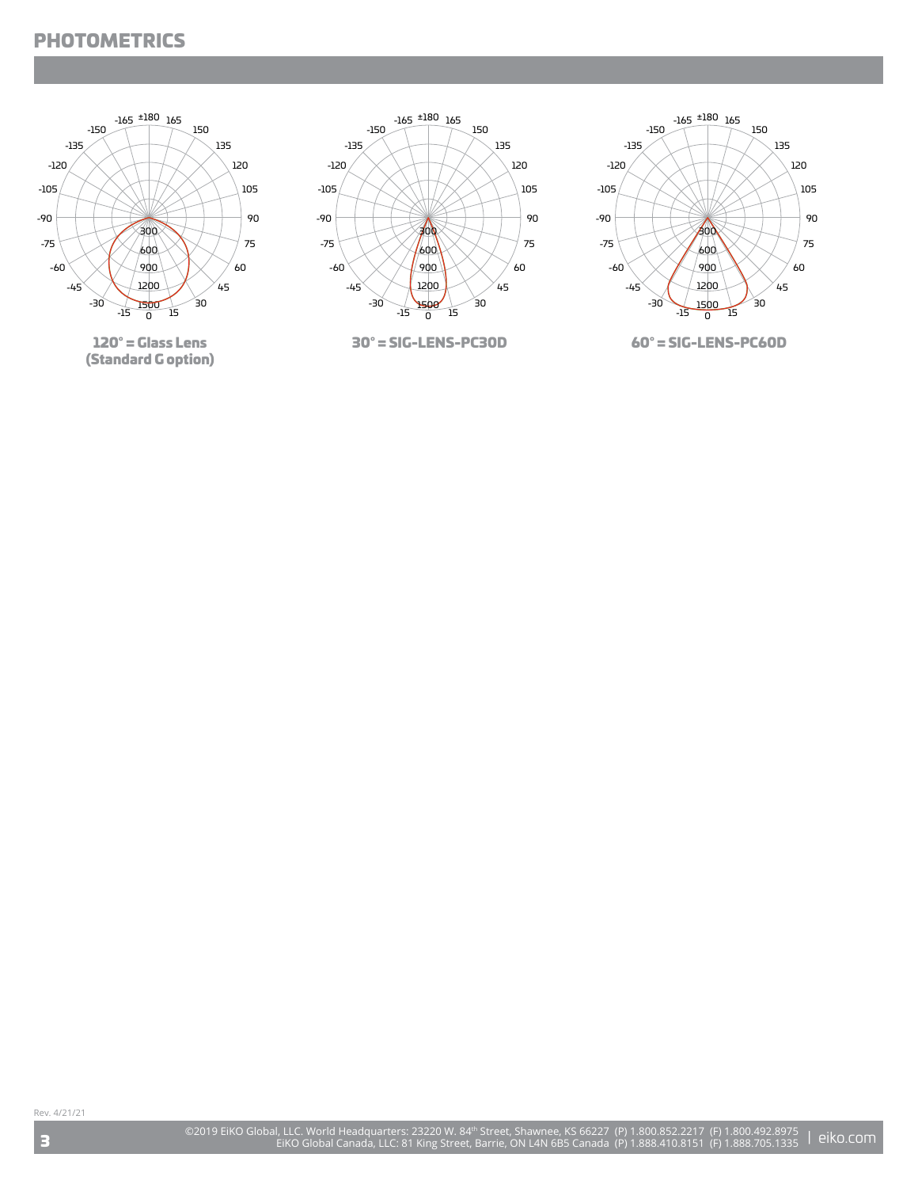## PHOTOMETRICS

-165 ±180 165
-150 150
-135 135
-120 120
-105 105
-90 90
-75 75
-60 60
-45 45
-30 30
-15 0 15
300
600
900
1200
1500

**120° = Glass Lens (Standard G option)**

-165 ±180 165
-150 150
-135 135
-120 120
-105 105
-90 90
-75 75
-60 60
-45 45
-30 30
-15 0 15
300
600
900
1200
1500

**30° = SIG-LENS-PC30D**

-165 ±180 165
-150 150
-135 135
-120 120
-105 105
-90 90
-75 75
-60 60
-45 45
-30 30
-15 0 15
300
600
900
1200
1500

**60° = SIG-LENS-PC60D**

Rev. 4/21/21

©2019 EiKO Global, LLC. World Headquarters: 23220 W. 84th Street, Shawnee, KS 66227 (P) 1.800.852.2217 (F) 1.800.492.8975
EiKO Global Canada, LLC: 81 King Street, Barrie, ON L4N 6B5 Canada (P) 1.888.410.8151 (F) 1.888.705.1335 | eiko.com